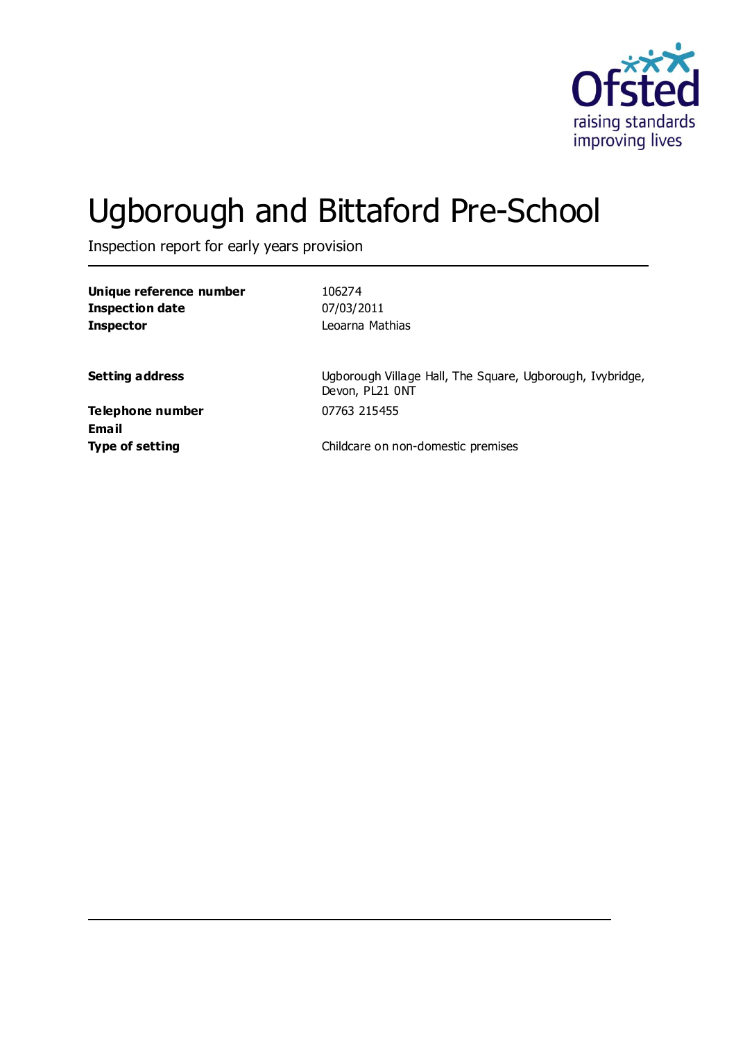# Ugborough and Bittaford Pre-School

Inspection report for early years provision

| | |
|---|---|
| **Unique reference number** | 106274 |
| **Inspection date** | 07/03/2011 |
| **Inspector** | Leoarna Mathias |
| | |
| **Setting address** | Ugborough Village Hall, The Square, Ugborough, Ivybridge, Devon, PL21 0NT |
| **Telephone number** | 07763 215455 |
| **Email** | |
| **Type of setting** | Childcare on non-domestic premises |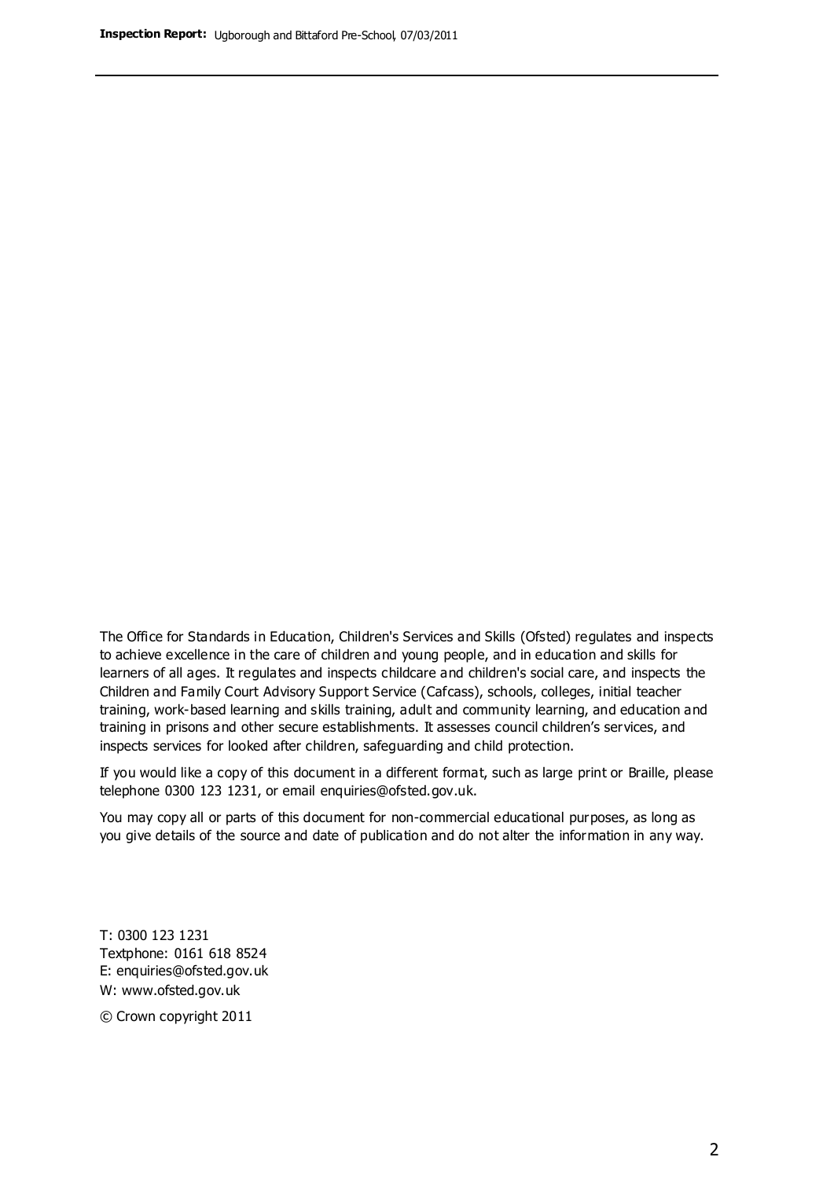The Office for Standards in Education, Children's Services and Skills (Ofsted) regulates and inspects to achieve excellence in the care of children and young people, and in education and skills for learners of all ages. It regulates and inspects childcare and children's social care, and inspects the Children and Family Court Advisory Support Service (Cafcass), schools, colleges, initial teacher training, work-based learning and skills training, adult and community learning, and education and training in prisons and other secure establishments. It assesses council children's services, and inspects services for looked after children, safeguarding and child protection.

If you would like a copy of this document in a different format, such as large print or Braille, please telephone 0300 123 1231, or email enquiries@ofsted.gov.uk.

You may copy all or parts of this document for non-commercial educational purposes, as long as you give details of the source and date of publication and do not alter the information in any way.

T: 0300 123 1231
Textphone: 0161 618 8524
E: enquiries@ofsted.gov.uk
W: www.ofsted.gov.uk

© Crown copyright 2011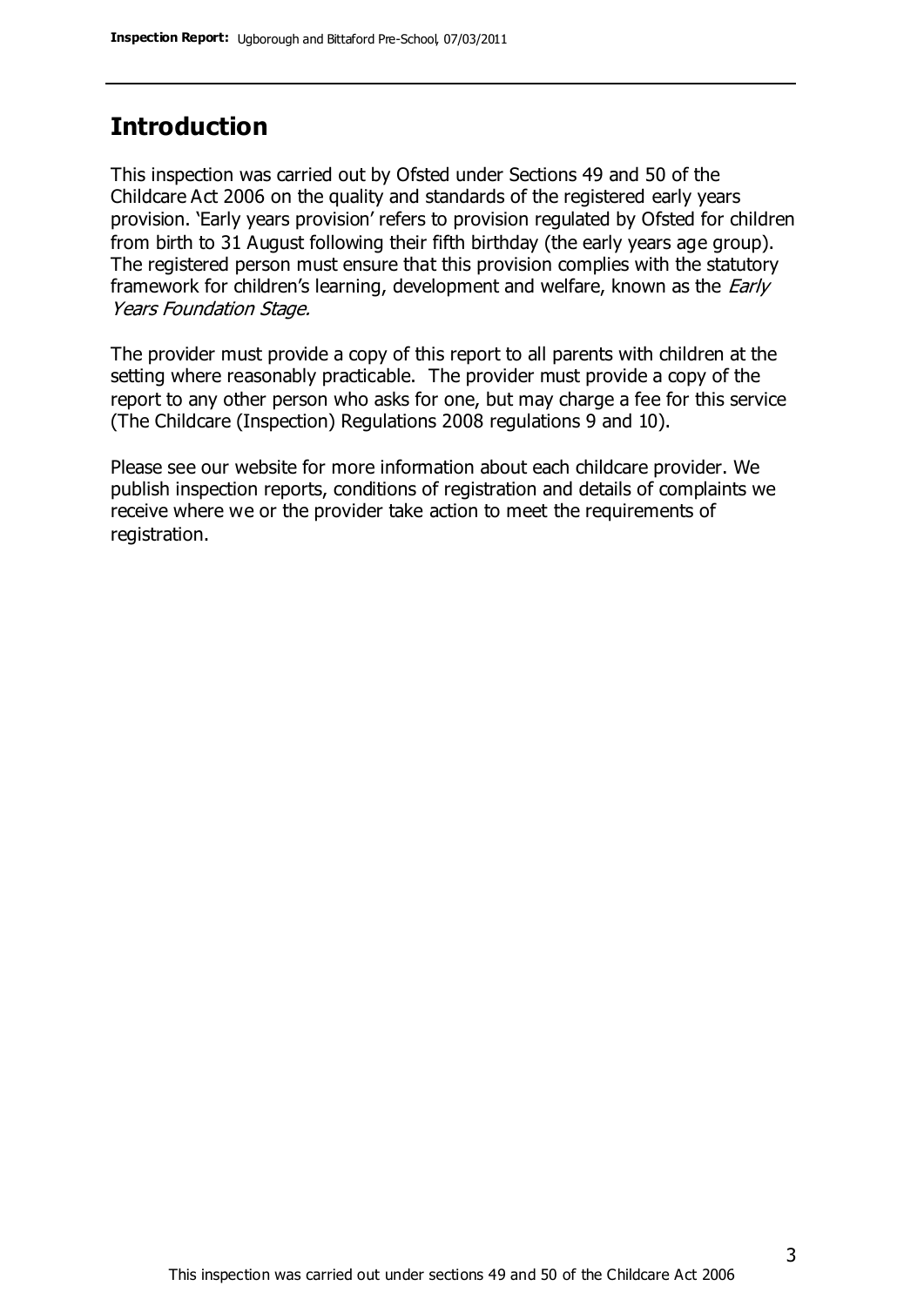## Introduction

This inspection was carried out by Ofsted under Sections 49 and 50 of the Childcare Act 2006 on the quality and standards of the registered early years provision. 'Early years provision' refers to provision regulated by Ofsted for children from birth to 31 August following their fifth birthday (the early years age group). The registered person must ensure that this provision complies with the statutory framework for children's learning, development and welfare, known as the *Early Years Foundation Stage.*

The provider must provide a copy of this report to all parents with children at the setting where reasonably practicable. The provider must provide a copy of the report to any other person who asks for one, but may charge a fee for this service (The Childcare (Inspection) Regulations 2008 regulations 9 and 10).

Please see our website for more information about each childcare provider. We publish inspection reports, conditions of registration and details of complaints we receive where we or the provider take action to meet the requirements of registration.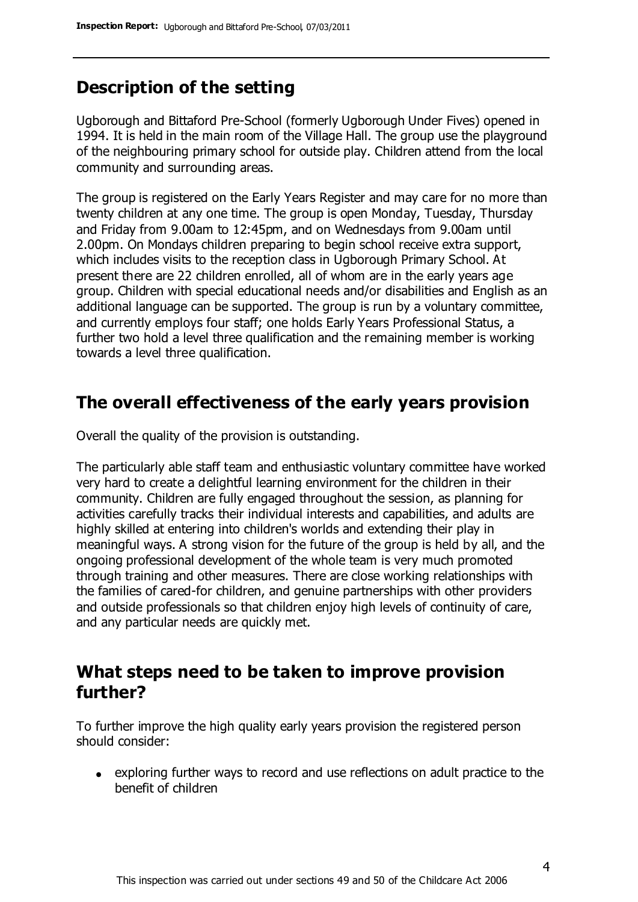## Description of the setting

Ugborough and Bittaford Pre-School (formerly Ugborough Under Fives) opened in 1994. It is held in the main room of the Village Hall. The group use the playground of the neighbouring primary school for outside play. Children attend from the local community and surrounding areas.

The group is registered on the Early Years Register and may care for no more than twenty children at any one time. The group is open Monday, Tuesday, Thursday and Friday from 9.00am to 12:45pm, and on Wednesdays from 9.00am until 2.00pm. On Mondays children preparing to begin school receive extra support, which includes visits to the reception class in Ugborough Primary School. At present there are 22 children enrolled, all of whom are in the early years age group. Children with special educational needs and/or disabilities and English as an additional language can be supported. The group is run by a voluntary committee, and currently employs four staff; one holds Early Years Professional Status, a further two hold a level three qualification and the remaining member is working towards a level three qualification.

## The overall effectiveness of the early years provision

Overall the quality of the provision is outstanding.

The particularly able staff team and enthusiastic voluntary committee have worked very hard to create a delightful learning environment for the children in their community. Children are fully engaged throughout the session, as planning for activities carefully tracks their individual interests and capabilities, and adults are highly skilled at entering into children's worlds and extending their play in meaningful ways. A strong vision for the future of the group is held by all, and the ongoing professional development of the whole team is very much promoted through training and other measures. There are close working relationships with the families of cared-for children, and genuine partnerships with other providers and outside professionals so that children enjoy high levels of continuity of care, and any particular needs are quickly met.

## What steps need to be taken to improve provision further?

To further improve the high quality early years provision the registered person should consider:

- exploring further ways to record and use reflections on adult practice to the benefit of children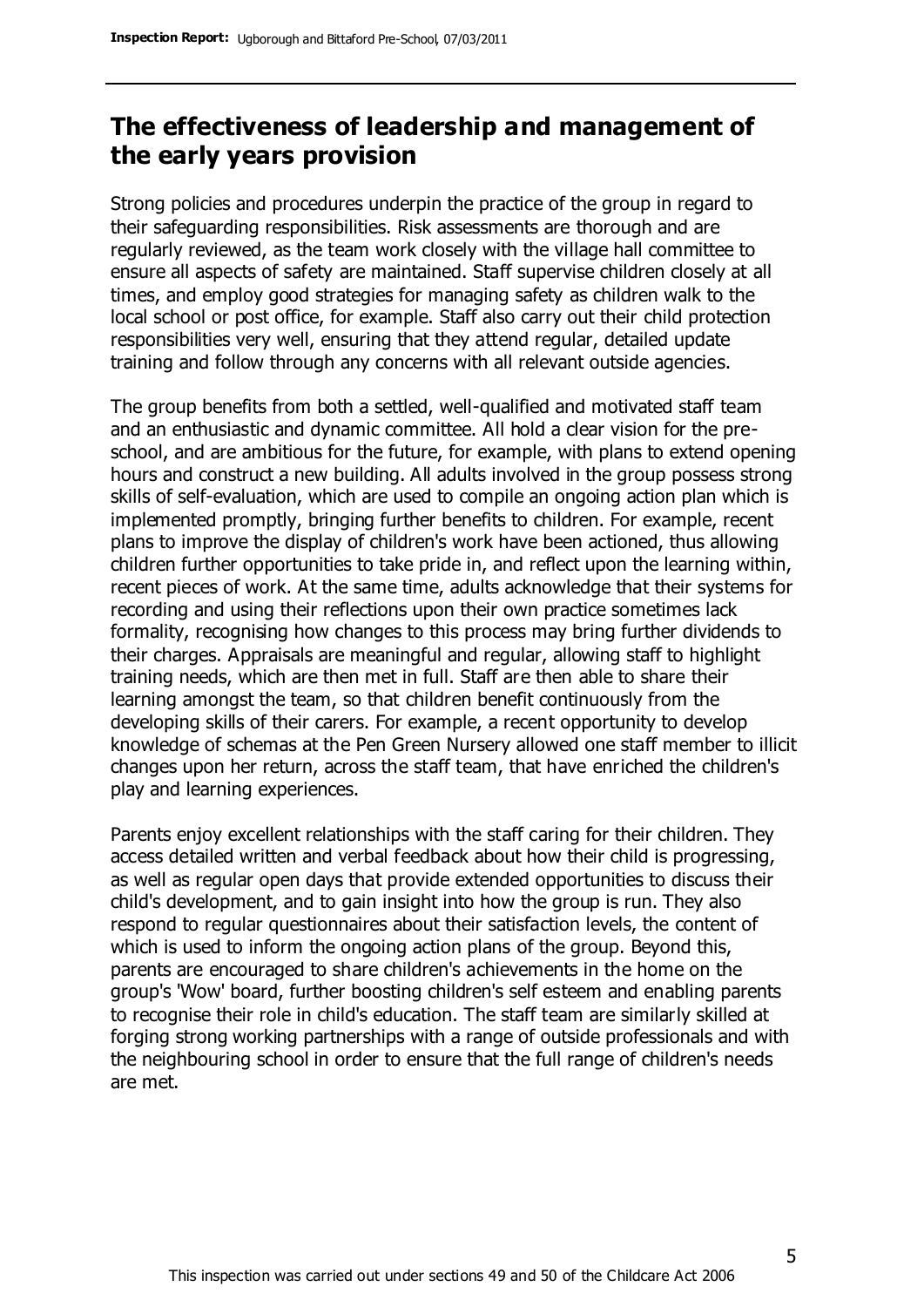## The effectiveness of leadership and management of the early years provision

Strong policies and procedures underpin the practice of the group in regard to their safeguarding responsibilities. Risk assessments are thorough and are regularly reviewed, as the team work closely with the village hall committee to ensure all aspects of safety are maintained. Staff supervise children closely at all times, and employ good strategies for managing safety as children walk to the local school or post office, for example. Staff also carry out their child protection responsibilities very well, ensuring that they attend regular, detailed update training and follow through any concerns with all relevant outside agencies.

The group benefits from both a settled, well-qualified and motivated staff team and an enthusiastic and dynamic committee. All hold a clear vision for the pre-school, and are ambitious for the future, for example, with plans to extend opening hours and construct a new building. All adults involved in the group possess strong skills of self-evaluation, which are used to compile an ongoing action plan which is implemented promptly, bringing further benefits to children. For example, recent plans to improve the display of children's work have been actioned, thus allowing children further opportunities to take pride in, and reflect upon the learning within, recent pieces of work. At the same time, adults acknowledge that their systems for recording and using their reflections upon their own practice sometimes lack formality, recognising how changes to this process may bring further dividends to their charges. Appraisals are meaningful and regular, allowing staff to highlight training needs, which are then met in full. Staff are then able to share their learning amongst the team, so that children benefit continuously from the developing skills of their carers. For example, a recent opportunity to develop knowledge of schemas at the Pen Green Nursery allowed one staff member to illicit changes upon her return, across the staff team, that have enriched the children's play and learning experiences.

Parents enjoy excellent relationships with the staff caring for their children. They access detailed written and verbal feedback about how their child is progressing, as well as regular open days that provide extended opportunities to discuss their child's development, and to gain insight into how the group is run. They also respond to regular questionnaires about their satisfaction levels, the content of which is used to inform the ongoing action plans of the group. Beyond this, parents are encouraged to share children's achievements in the home on the group's 'Wow' board, further boosting children's self esteem and enabling parents to recognise their role in child's education. The staff team are similarly skilled at forging strong working partnerships with a range of outside professionals and with the neighbouring school in order to ensure that the full range of children's needs are met.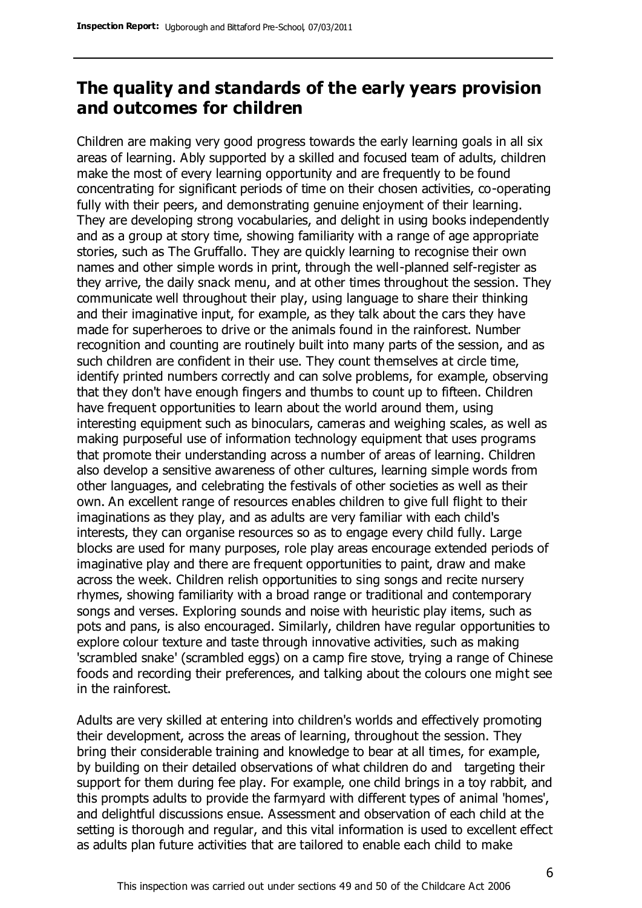## The quality and standards of the early years provision and outcomes for children

Children are making very good progress towards the early learning goals in all six areas of learning. Ably supported by a skilled and focused team of adults, children make the most of every learning opportunity and are frequently to be found concentrating for significant periods of time on their chosen activities, co-operating fully with their peers, and demonstrating genuine enjoyment of their learning. They are developing strong vocabularies, and delight in using books independently and as a group at story time, showing familiarity with a range of age appropriate stories, such as The Gruffalo. They are quickly learning to recognise their own names and other simple words in print, through the well-planned self-register as they arrive, the daily snack menu, and at other times throughout the session. They communicate well throughout their play, using language to share their thinking and their imaginative input, for example, as they talk about the cars they have made for superheroes to drive or the animals found in the rainforest. Number recognition and counting are routinely built into many parts of the session, and as such children are confident in their use. They count themselves at circle time, identify printed numbers correctly and can solve problems, for example, observing that they don't have enough fingers and thumbs to count up to fifteen. Children have frequent opportunities to learn about the world around them, using interesting equipment such as binoculars, cameras and weighing scales, as well as making purposeful use of information technology equipment that uses programs that promote their understanding across a number of areas of learning. Children also develop a sensitive awareness of other cultures, learning simple words from other languages, and celebrating the festivals of other societies as well as their own. An excellent range of resources enables children to give full flight to their imaginations as they play, and as adults are very familiar with each child's interests, they can organise resources so as to engage every child fully. Large blocks are used for many purposes, role play areas encourage extended periods of imaginative play and there are frequent opportunities to paint, draw and make across the week. Children relish opportunities to sing songs and recite nursery rhymes, showing familiarity with a broad range or traditional and contemporary songs and verses. Exploring sounds and noise with heuristic play items, such as pots and pans, is also encouraged. Similarly, children have regular opportunities to explore colour texture and taste through innovative activities, such as making 'scrambled snake' (scrambled eggs) on a camp fire stove, trying a range of Chinese foods and recording their preferences, and talking about the colours one might see in the rainforest.

Adults are very skilled at entering into children's worlds and effectively promoting their development, across the areas of learning, throughout the session. They bring their considerable training and knowledge to bear at all times, for example, by building on their detailed observations of what children do and targeting their support for them during fee play. For example, one child brings in a toy rabbit, and this prompts adults to provide the farmyard with different types of animal 'homes', and delightful discussions ensue. Assessment and observation of each child at the setting is thorough and regular, and this vital information is used to excellent effect as adults plan future activities that are tailored to enable each child to make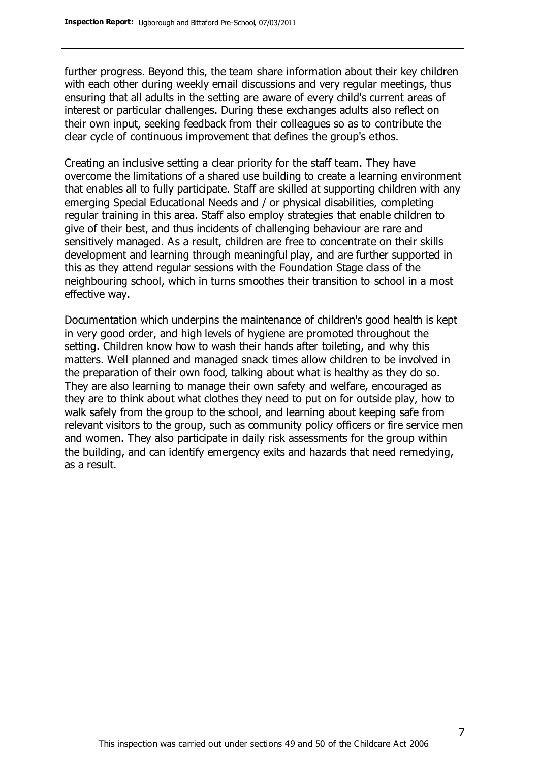further progress. Beyond this, the team share information about their key children with each other during weekly email discussions and very regular meetings, thus ensuring that all adults in the setting are aware of every child's current areas of interest or particular challenges. During these exchanges adults also reflect on their own input, seeking feedback from their colleagues so as to contribute the clear cycle of continuous improvement that defines the group's ethos.

Creating an inclusive setting a clear priority for the staff team. They have overcome the limitations of a shared use building to create a learning environment that enables all to fully participate. Staff are skilled at supporting children with any emerging Special Educational Needs and / or physical disabilities, completing regular training in this area. Staff also employ strategies that enable children to give of their best, and thus incidents of challenging behaviour are rare and sensitively managed. As a result, children are free to concentrate on their skills development and learning through meaningful play, and are further supported in this as they attend regular sessions with the Foundation Stage class of the neighbouring school, which in turns smoothes their transition to school in a most effective way.

Documentation which underpins the maintenance of children's good health is kept in very good order, and high levels of hygiene are promoted throughout the setting. Children know how to wash their hands after toileting, and why this matters. Well planned and managed snack times allow children to be involved in the preparation of their own food, talking about what is healthy as they do so. They are also learning to manage their own safety and welfare, encouraged as they are to think about what clothes they need to put on for outside play, how to walk safely from the group to the school, and learning about keeping safe from relevant visitors to the group, such as community policy officers or fire service men and women. They also participate in daily risk assessments for the group within the building, and can identify emergency exits and hazards that need remedying, as a result.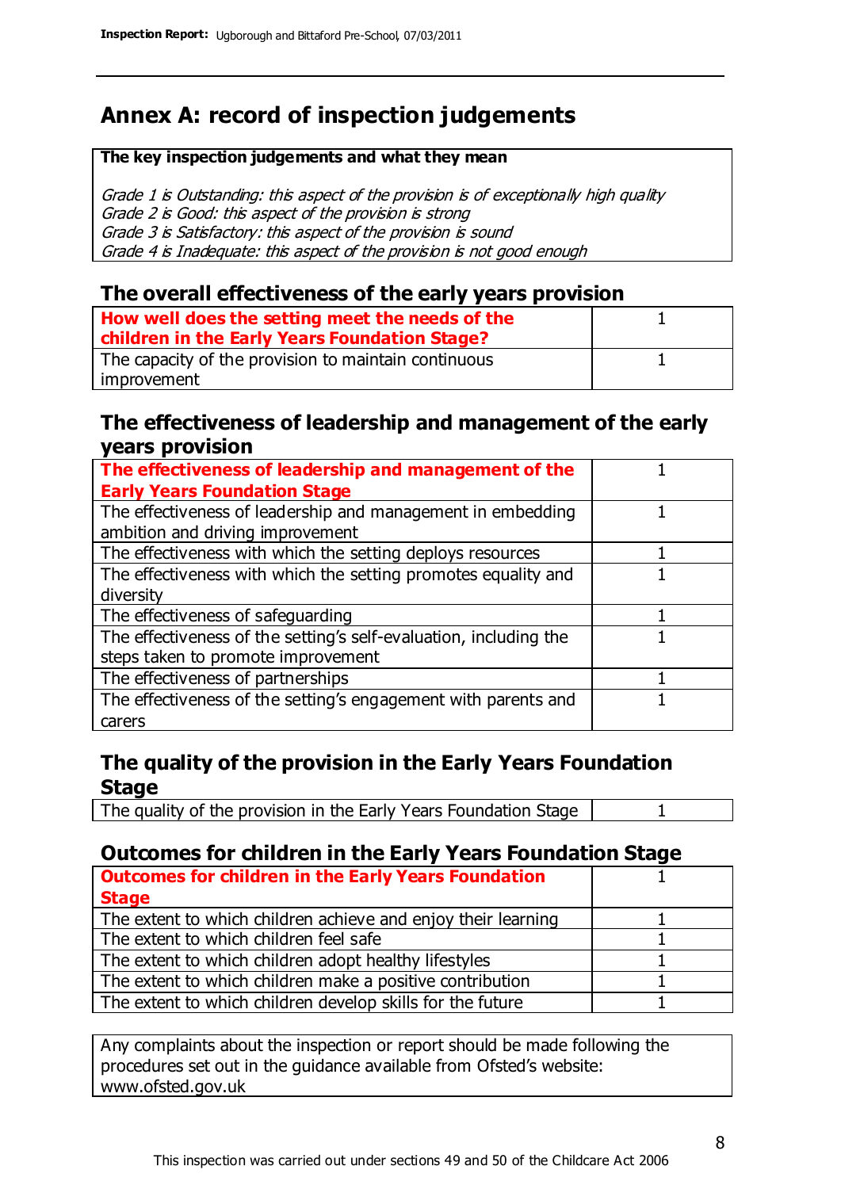# Annex A: record of inspection judgements

| **The key inspection judgements and what they mean** |
|---|
| *Grade 1 is Outstanding: this aspect of the provision is of exceptionally high quality*<br>*Grade 2 is Good: this aspect of the provision is strong*<br>*Grade 3 is Satisfactory: this aspect of the provision is sound*<br>*Grade 4 is Inadequate: this aspect of the provision is not good enough* |

## The overall effectiveness of the early years provision

| | |
|---|---|
| **How well does the setting meet the needs of the children in the Early Years Foundation Stage?** | 1 |
| The capacity of the provision to maintain continuous improvement | 1 |

## The effectiveness of leadership and management of the early years provision

| | |
|---|---|
| **The effectiveness of leadership and management of the Early Years Foundation Stage** | 1 |
| The effectiveness of leadership and management in embedding ambition and driving improvement | 1 |
| The effectiveness with which the setting deploys resources | 1 |
| The effectiveness with which the setting promotes equality and diversity | 1 |
| The effectiveness of safeguarding | 1 |
| The effectiveness of the setting's self-evaluation, including the steps taken to promote improvement | 1 |
| The effectiveness of partnerships | 1 |
| The effectiveness of the setting's engagement with parents and carers | 1 |

## The quality of the provision in the Early Years Foundation Stage

| | |
|---|---|
| The quality of the provision in the Early Years Foundation Stage | 1 |

## Outcomes for children in the Early Years Foundation Stage

| | |
|---|---|
| **Outcomes for children in the Early Years Foundation Stage** | 1 |
| The extent to which children achieve and enjoy their learning | 1 |
| The extent to which children feel safe | 1 |
| The extent to which children adopt healthy lifestyles | 1 |
| The extent to which children make a positive contribution | 1 |
| The extent to which children develop skills for the future | 1 |

Any complaints about the inspection or report should be made following the procedures set out in the guidance available from Ofsted's website: www.ofsted.gov.uk

This inspection was carried out under sections 49 and 50 of the Childcare Act 2006